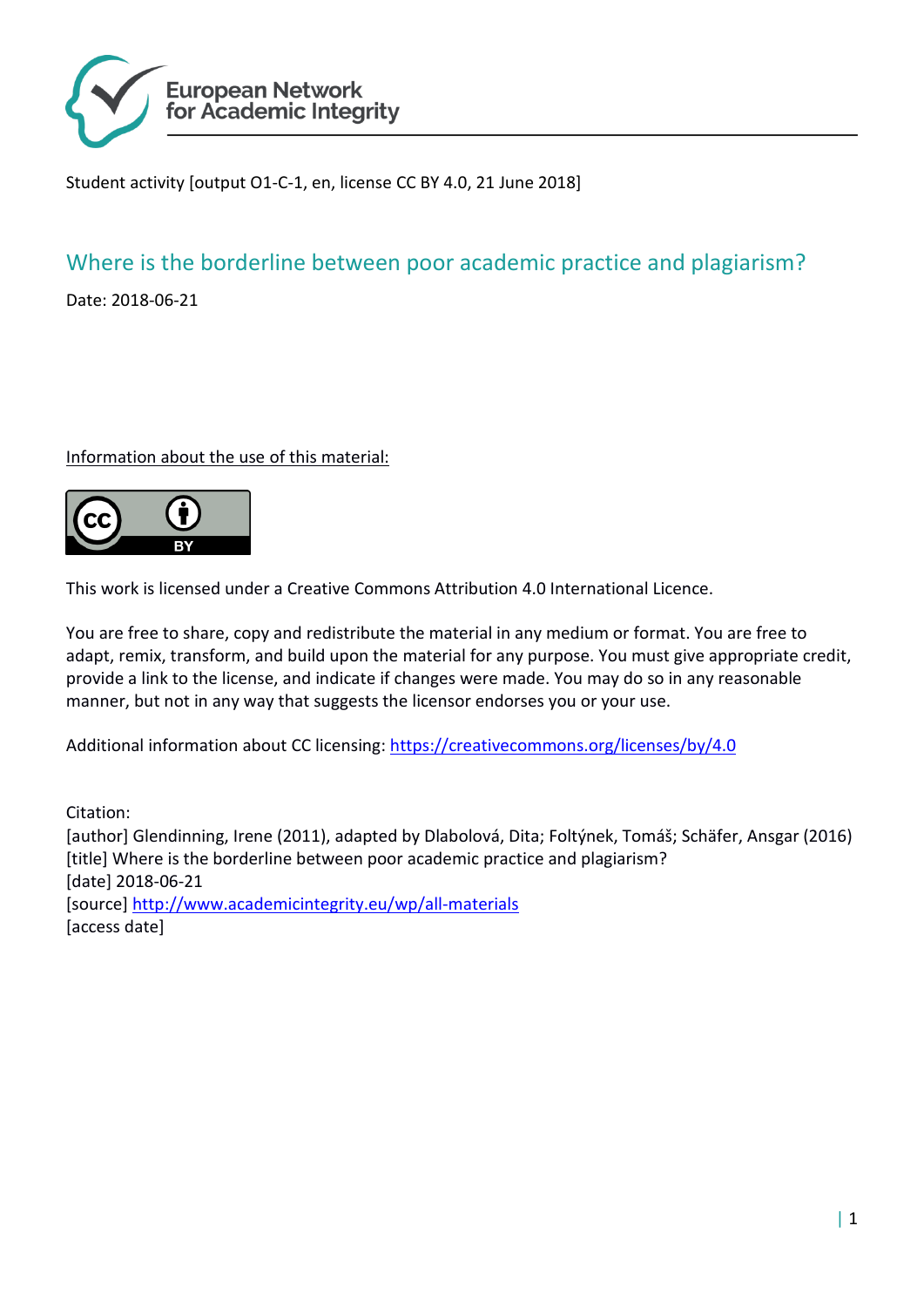European Network for Academic Integrity

Student activity [output O1-C-1, en, license CC BY 4.0, 21 June 2018]

# Where is the borderline between poor academic practice and plagiarism?

Date: 2018-06-21

Information about the use of this material:

This work is licensed under a Creative Commons Attribution 4.0 International Licence.

You are free to share, copy and redistribute the material in any medium or format. You are free to adapt, remix, transform, and build upon the material for any purpose. You must give appropriate credit, provide a link to the license, and indicate if changes were made. You may do so in any reasonable manner, but not in any way that suggests the licensor endorses you or your use.

Additional information about CC licensing: https://creativecommons.org/licenses/by/4.0

Citation:
[author] Glendinning, Irene (2011), adapted by Dlabolová, Dita; Foltýnek, Tomáš; Schäfer, Ansgar (2016)
[title] Where is the borderline between poor academic practice and plagiarism?
[date] 2018-06-21
[source] http://www.academicintegrity.eu/wp/all-materials
[access date]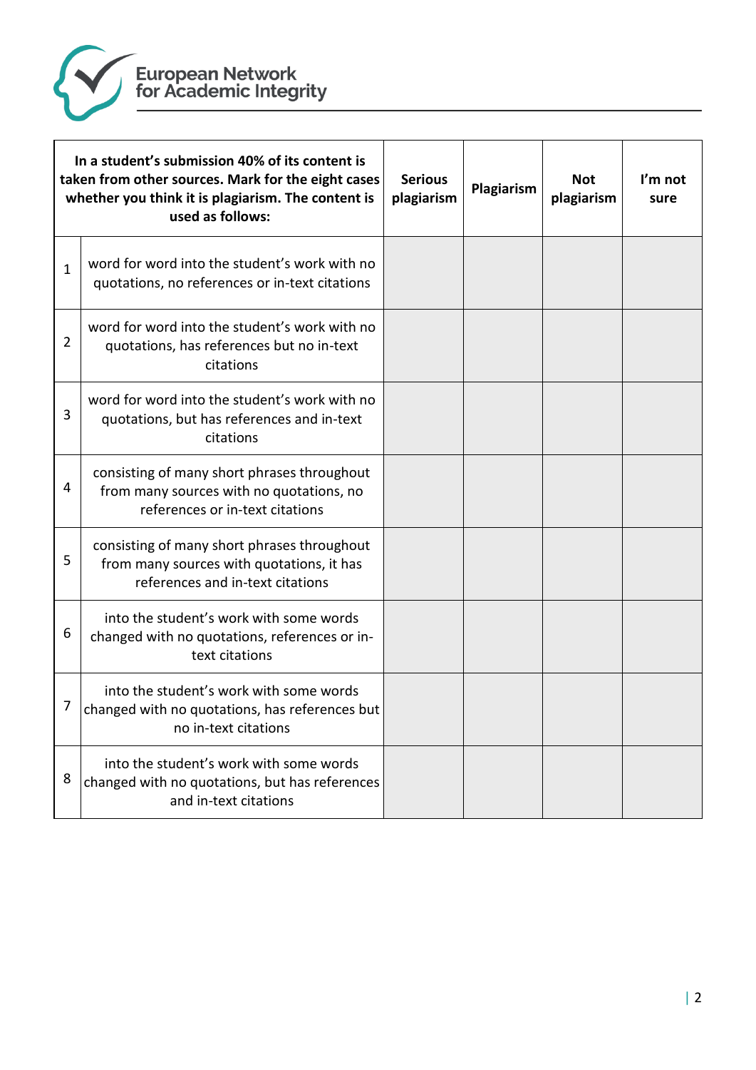| In a student's submission 40% of its content is taken from other sources. Mark for the eight cases whether you think it is plagiarism. The content is used as follows: | | Serious plagiarism | Plagiarism | Not plagiarism | I'm not sure |
|---|---|---|---|---|---|
| 1 | word for word into the student's work with no quotations, no references or in-text citations | | | | |
| 2 | word for word into the student's work with no quotations, has references but no in-text citations | | | | |
| 3 | word for word into the student's work with no quotations, but has references and in-text citations | | | | |
| 4 | consisting of many short phrases throughout from many sources with no quotations, no references or in-text citations | | | | |
| 5 | consisting of many short phrases throughout from many sources with quotations, it has references and in-text citations | | | | |
| 6 | into the student's work with some words changed with no quotations, references or in-text citations | | | | |
| 7 | into the student's work with some words changed with no quotations, has references but no in-text citations | | | | |
| 8 | into the student's work with some words changed with no quotations, but has references and in-text citations | | | | |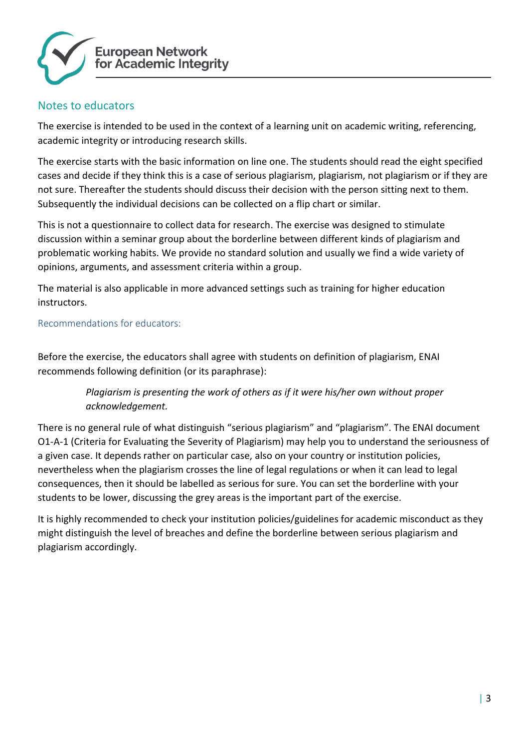## Notes to educators

The exercise is intended to be used in the context of a learning unit on academic writing, referencing, academic integrity or introducing research skills.

The exercise starts with the basic information on line one. The students should read the eight specified cases and decide if they think this is a case of serious plagiarism, plagiarism, not plagiarism or if they are not sure. Thereafter the students should discuss their decision with the person sitting next to them. Subsequently the individual decisions can be collected on a flip chart or similar.

This is not a questionnaire to collect data for research. The exercise was designed to stimulate discussion within a seminar group about the borderline between different kinds of plagiarism and problematic working habits. We provide no standard solution and usually we find a wide variety of opinions, arguments, and assessment criteria within a group.

The material is also applicable in more advanced settings such as training for higher education instructors.

### Recommendations for educators:

Before the exercise, the educators shall agree with students on definition of plagiarism, ENAI recommends following definition (or its paraphrase):

> *Plagiarism is presenting the work of others as if it were his/her own without proper acknowledgement.*

There is no general rule of what distinguish "serious plagiarism" and "plagiarism". The ENAI document O1-A-1 (Criteria for Evaluating the Severity of Plagiarism) may help you to understand the seriousness of a given case. It depends rather on particular case, also on your country or institution policies, nevertheless when the plagiarism crosses the line of legal regulations or when it can lead to legal consequences, then it should be labelled as serious for sure. You can set the borderline with your students to be lower, discussing the grey areas is the important part of the exercise.

It is highly recommended to check your institution policies/guidelines for academic misconduct as they might distinguish the level of breaches and define the borderline between serious plagiarism and plagiarism accordingly.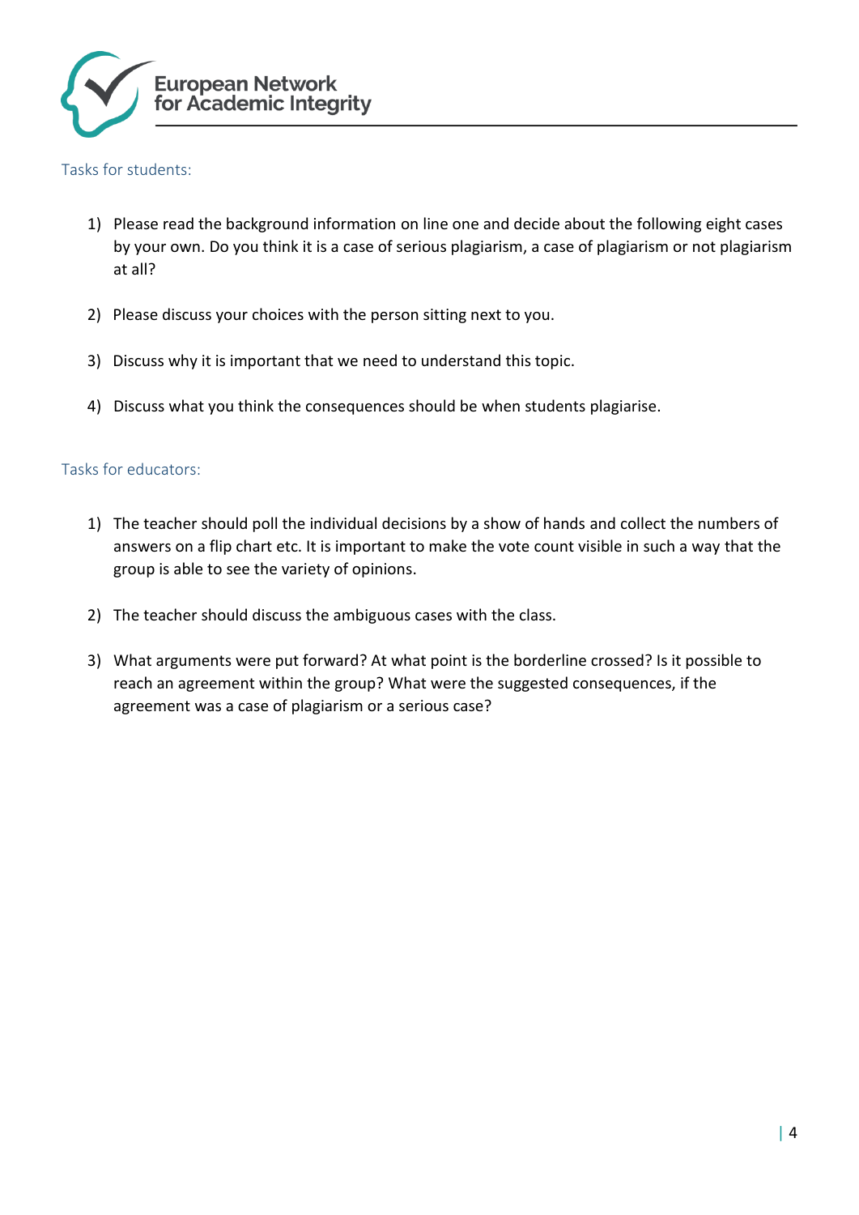Tasks for students:

1) Please read the background information on line one and decide about the following eight cases by your own. Do you think it is a case of serious plagiarism, a case of plagiarism or not plagiarism at all?

2) Please discuss your choices with the person sitting next to you.

3) Discuss why it is important that we need to understand this topic.

4) Discuss what you think the consequences should be when students plagiarise.

Tasks for educators:

1) The teacher should poll the individual decisions by a show of hands and collect the numbers of answers on a flip chart etc. It is important to make the vote count visible in such a way that the group is able to see the variety of opinions.

2) The teacher should discuss the ambiguous cases with the class.

3) What arguments were put forward? At what point is the borderline crossed? Is it possible to reach an agreement within the group? What were the suggested consequences, if the agreement was a case of plagiarism or a serious case?